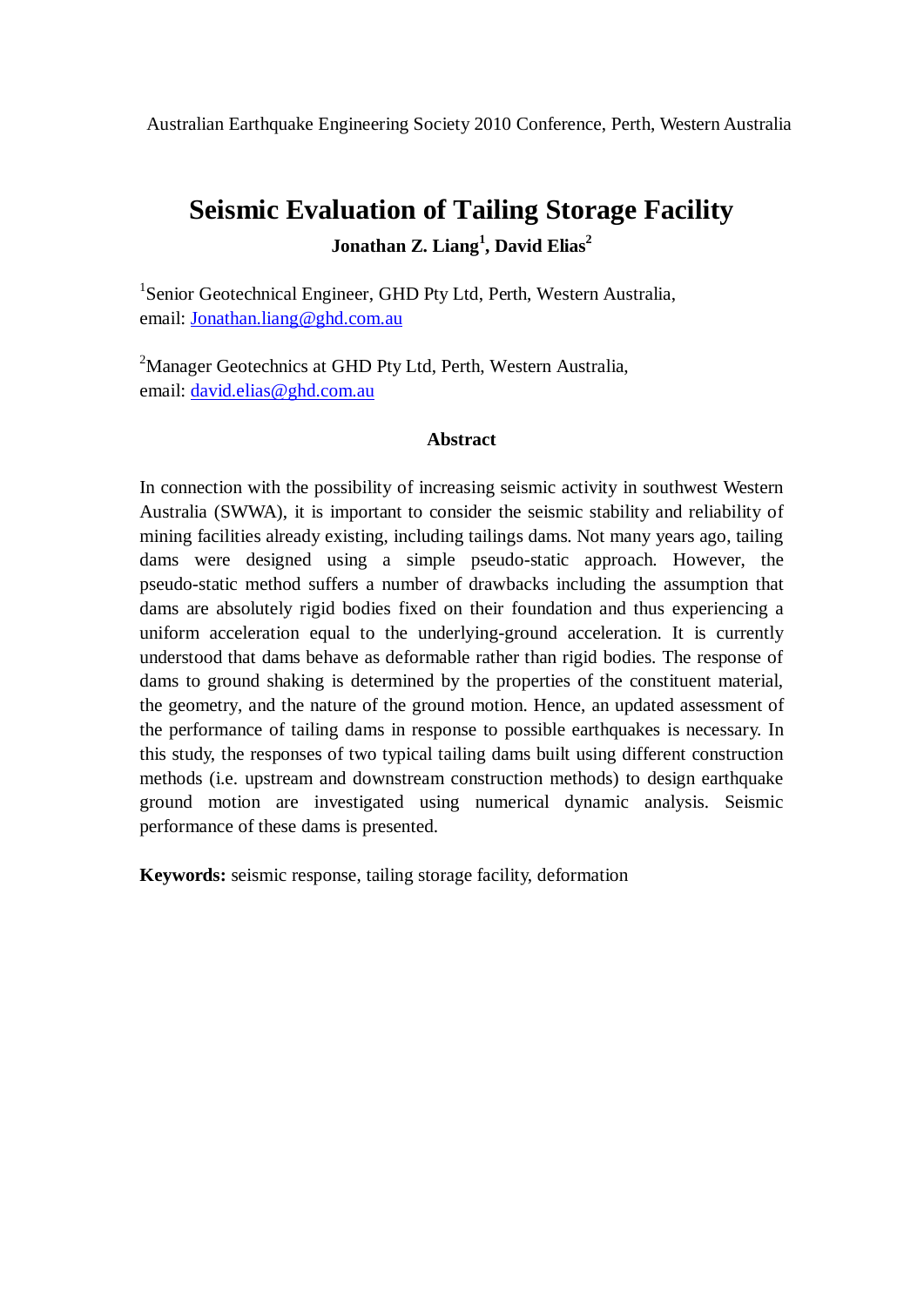Australian Earthquake Engineering Society 2010 Conference, Perth, Western Australia

# Seismic Evaluation of Tailing Storage Facility

**Jonathan Z. Liang[1], David Elias[2]**

[1]Senior Geotechnical Engineer, GHD Pty Ltd, Perth, Western Australia,
email: Jonathan.liang@ghd.com.au

[2]Manager Geotechnics at GHD Pty Ltd, Perth, Western Australia,
email: david.elias@ghd.com.au

## Abstract

In connection with the possibility of increasing seismic activity in southwest Western Australia (SWWA), it is important to consider the seismic stability and reliability of mining facilities already existing, including tailings dams. Not many years ago, tailing dams were designed using a simple pseudo-static approach. However, the pseudo-static method suffers a number of drawbacks including the assumption that dams are absolutely rigid bodies fixed on their foundation and thus experiencing a uniform acceleration equal to the underlying-ground acceleration. It is currently understood that dams behave as deformable rather than rigid bodies. The response of dams to ground shaking is determined by the properties of the constituent material, the geometry, and the nature of the ground motion. Hence, an updated assessment of the performance of tailing dams in response to possible earthquakes is necessary. In this study, the responses of two typical tailing dams built using different construction methods (i.e. upstream and downstream construction methods) to design earthquake ground motion are investigated using numerical dynamic analysis. Seismic performance of these dams is presented.

**Keywords:** seismic response, tailing storage facility, deformation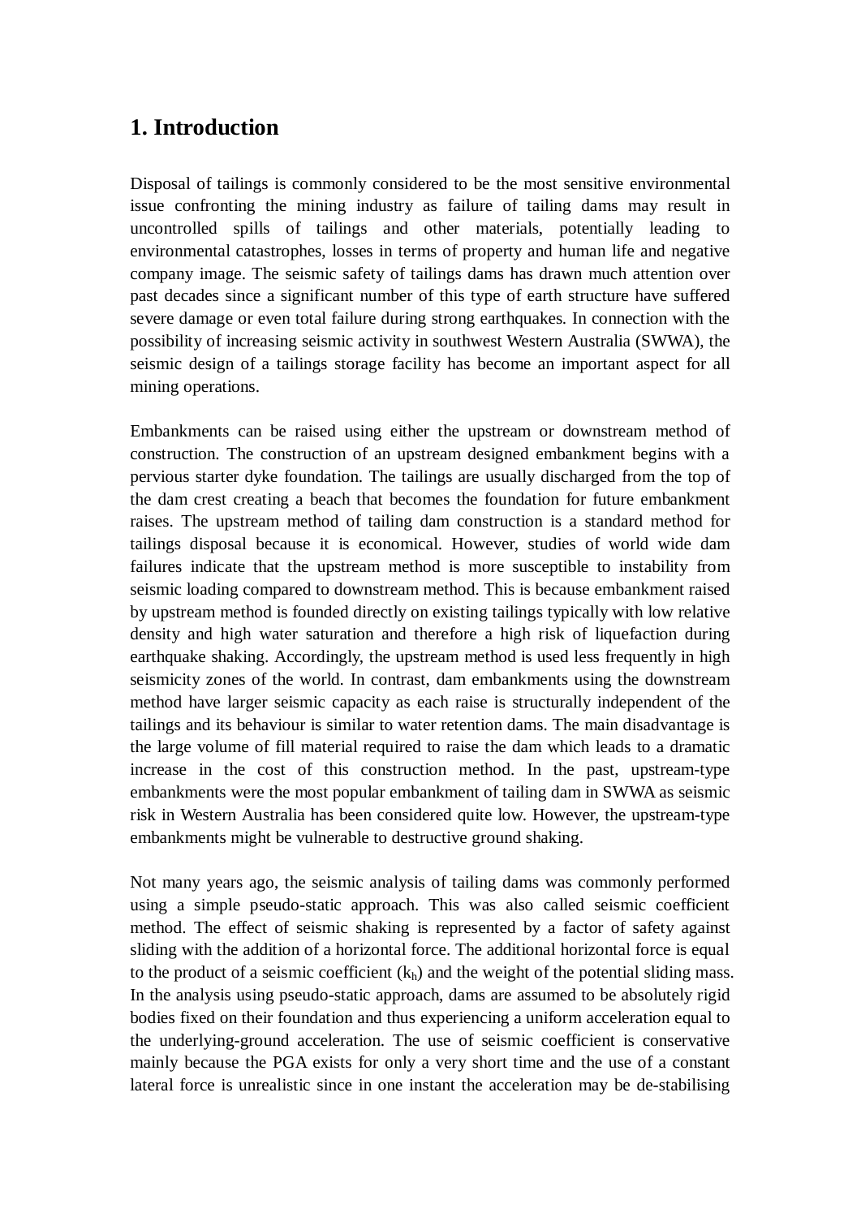# 1. Introduction

Disposal of tailings is commonly considered to be the most sensitive environmental issue confronting the mining industry as failure of tailing dams may result in uncontrolled spills of tailings and other materials, potentially leading to environmental catastrophes, losses in terms of property and human life and negative company image. The seismic safety of tailings dams has drawn much attention over past decades since a significant number of this type of earth structure have suffered severe damage or even total failure during strong earthquakes. In connection with the possibility of increasing seismic activity in southwest Western Australia (SWWA), the seismic design of a tailings storage facility has become an important aspect for all mining operations.

Embankments can be raised using either the upstream or downstream method of construction. The construction of an upstream designed embankment begins with a pervious starter dyke foundation. The tailings are usually discharged from the top of the dam crest creating a beach that becomes the foundation for future embankment raises. The upstream method of tailing dam construction is a standard method for tailings disposal because it is economical. However, studies of world wide dam failures indicate that the upstream method is more susceptible to instability from seismic loading compared to downstream method. This is because embankment raised by upstream method is founded directly on existing tailings typically with low relative density and high water saturation and therefore a high risk of liquefaction during earthquake shaking. Accordingly, the upstream method is used less frequently in high seismicity zones of the world. In contrast, dam embankments using the downstream method have larger seismic capacity as each raise is structurally independent of the tailings and its behaviour is similar to water retention dams. The main disadvantage is the large volume of fill material required to raise the dam which leads to a dramatic increase in the cost of this construction method. In the past, upstream-type embankments were the most popular embankment of tailing dam in SWWA as seismic risk in Western Australia has been considered quite low. However, the upstream-type embankments might be vulnerable to destructive ground shaking.

Not many years ago, the seismic analysis of tailing dams was commonly performed using a simple pseudo-static approach. This was also called seismic coefficient method. The effect of seismic shaking is represented by a factor of safety against sliding with the addition of a horizontal force. The additional horizontal force is equal to the product of a seismic coefficient ($k_h$) and the weight of the potential sliding mass. In the analysis using pseudo-static approach, dams are assumed to be absolutely rigid bodies fixed on their foundation and thus experiencing a uniform acceleration equal to the underlying-ground acceleration. The use of seismic coefficient is conservative mainly because the PGA exists for only a very short time and the use of a constant lateral force is unrealistic since in one instant the acceleration may be de-stabilising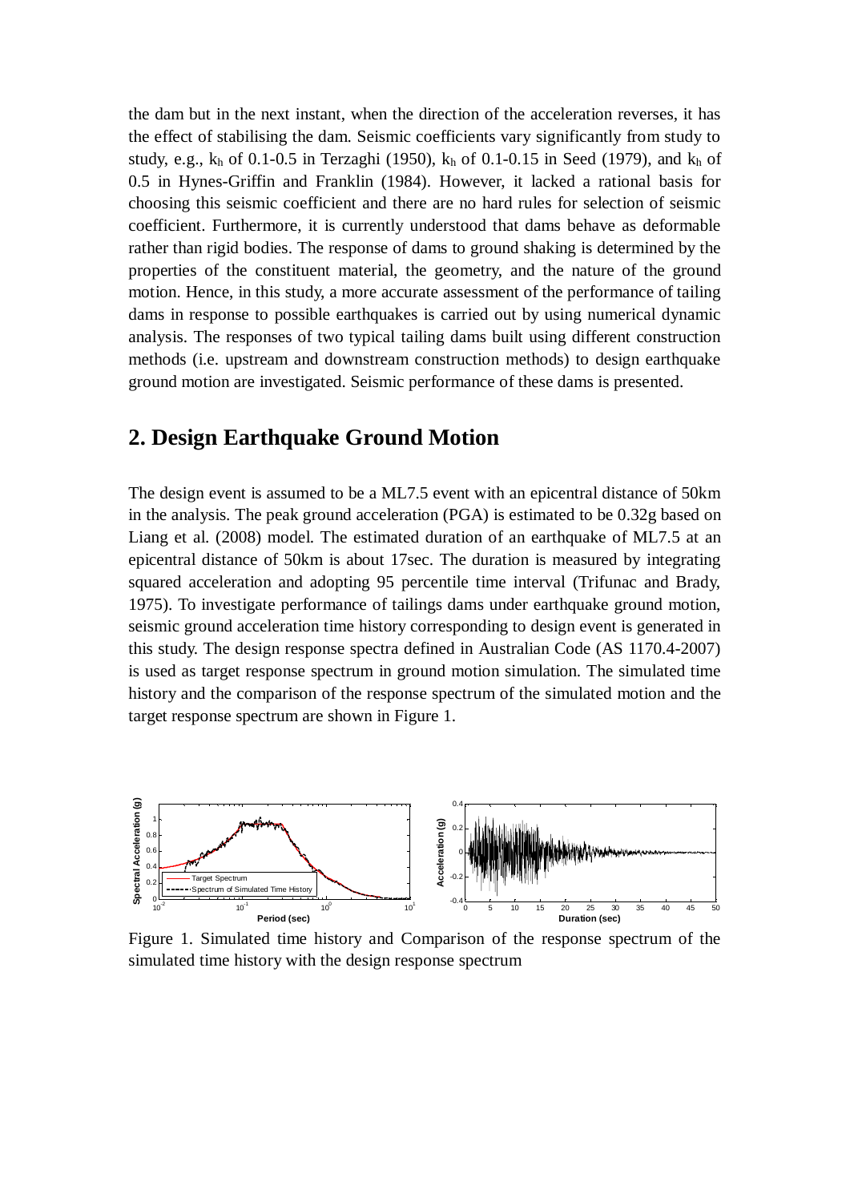the dam but in the next instant, when the direction of the acceleration reverses, it has the effect of stabilising the dam. Seismic coefficients vary significantly from study to study, e.g., $k_h$ of 0.1-0.5 in Terzaghi (1950), $k_h$ of 0.1-0.15 in Seed (1979), and $k_h$ of 0.5 in Hynes-Griffin and Franklin (1984). However, it lacked a rational basis for choosing this seismic coefficient and there are no hard rules for selection of seismic coefficient. Furthermore, it is currently understood that dams behave as deformable rather than rigid bodies. The response of dams to ground shaking is determined by the properties of the constituent material, the geometry, and the nature of the ground motion. Hence, in this study, a more accurate assessment of the performance of tailing dams in response to possible earthquakes is carried out by using numerical dynamic analysis. The responses of two typical tailing dams built using different construction methods (i.e. upstream and downstream construction methods) to design earthquake ground motion are investigated. Seismic performance of these dams is presented.

## 2. Design Earthquake Ground Motion

The design event is assumed to be a ML7.5 event with an epicentral distance of 50km in the analysis. The peak ground acceleration (PGA) is estimated to be 0.32g based on Liang et al. (2008) model. The estimated duration of an earthquake of ML7.5 at an epicentral distance of 50km is about 17sec. The duration is measured by integrating squared acceleration and adopting 95 percentile time interval (Trifunac and Brady, 1975). To investigate performance of tailings dams under earthquake ground motion, seismic ground acceleration time history corresponding to design event is generated in this study. The design response spectra defined in Australian Code (AS 1170.4-2007) is used as target response spectrum in ground motion simulation. The simulated time history and the comparison of the response spectrum of the simulated motion and the target response spectrum are shown in Figure 1.

Figure 1. Simulated time history and Comparison of the response spectrum of the simulated time history with the design response spectrum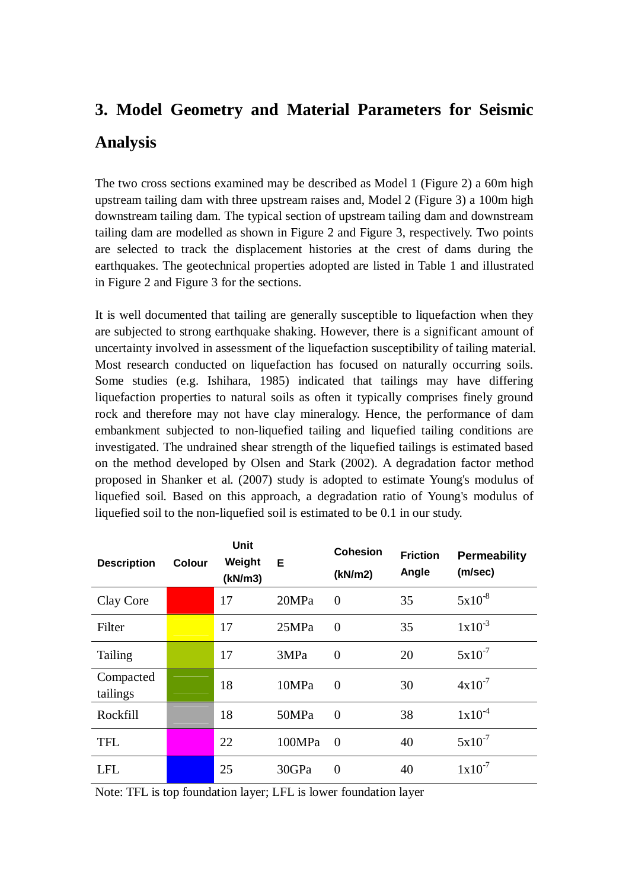## 3. Model Geometry and Material Parameters for Seismic Analysis

The two cross sections examined may be described as Model 1 (Figure 2) a 60m high upstream tailing dam with three upstream raises and, Model 2 (Figure 3) a 100m high downstream tailing dam. The typical section of upstream tailing dam and downstream tailing dam are modelled as shown in Figure 2 and Figure 3, respectively. Two points are selected to track the displacement histories at the crest of dams during the earthquakes. The geotechnical properties adopted are listed in Table 1 and illustrated in Figure 2 and Figure 3 for the sections.

It is well documented that tailing are generally susceptible to liquefaction when they are subjected to strong earthquake shaking. However, there is a significant amount of uncertainty involved in assessment of the liquefaction susceptibility of tailing material. Most research conducted on liquefaction has focused on naturally occurring soils. Some studies (e.g. Ishihara, 1985) indicated that tailings may have differing liquefaction properties to natural soils as often it typically comprises finely ground rock and therefore may not have clay mineralogy. Hence, the performance of dam embankment subjected to non-liquefied tailing and liquefied tailing conditions are investigated. The undrained shear strength of the liquefied tailings is estimated based on the method developed by Olsen and Stark (2002). A degradation factor method proposed in Shanker et al. (2007) study is adopted to estimate Young's modulus of liquefied soil. Based on this approach, a degradation ratio of Young's modulus of liquefied soil to the non-liquefied soil is estimated to be 0.1 in our study.

| Description | Colour | Unit Weight (kN/m3) | E | Cohesion (kN/m2) | Friction Angle | Permeability (m/sec) |
|---|---|---|---|---|---|---|
| Clay Core | Red | 17 | 20MPa | 0 | 35 | $5\times10^{-8}$ |
| Filter | Yellow | 17 | 25MPa | 0 | 35 | $1\times10^{-3}$ |
| Tailing | Yellow-green | 17 | 3MPa | 0 | 20 | $5\times10^{-7}$ |
| Compacted tailings | Dark green | 18 | 10MPa | 0 | 30 | $4\times10^{-7}$ |
| Rockfill | Grey | 18 | 50MPa | 0 | 38 | $1\times10^{-4}$ |
| TFL | Magenta | 22 | 100MPa | 0 | 40 | $5\times10^{-7}$ |
| LFL | Blue | 25 | 30GPa | 0 | 40 | $1\times10^{-7}$ |

Note: TFL is top foundation layer; LFL is lower foundation layer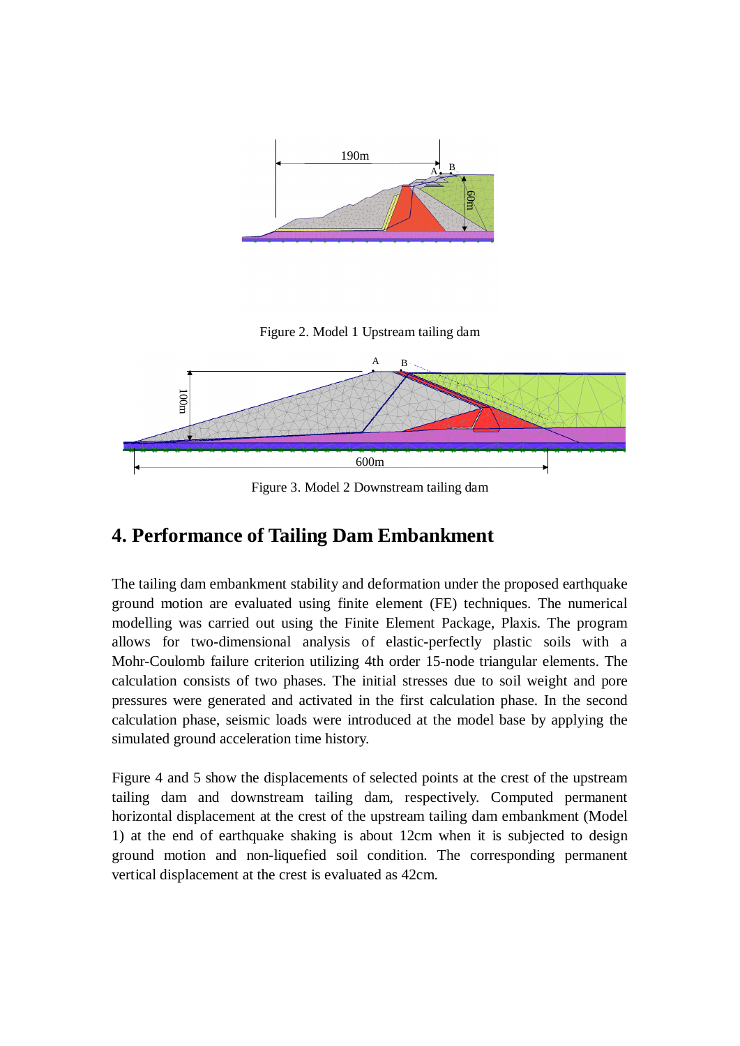Figure 2. Model 1 Upstream tailing dam

Figure 3. Model 2 Downstream tailing dam

## 4. Performance of Tailing Dam Embankment

The tailing dam embankment stability and deformation under the proposed earthquake ground motion are evaluated using finite element (FE) techniques. The numerical modelling was carried out using the Finite Element Package, Plaxis. The program allows for two-dimensional analysis of elastic-perfectly plastic soils with a Mohr-Coulomb failure criterion utilizing 4th order 15-node triangular elements. The calculation consists of two phases. The initial stresses due to soil weight and pore pressures were generated and activated in the first calculation phase. In the second calculation phase, seismic loads were introduced at the model base by applying the simulated ground acceleration time history.

Figure 4 and 5 show the displacements of selected points at the crest of the upstream tailing dam and downstream tailing dam, respectively. Computed permanent horizontal displacement at the crest of the upstream tailing dam embankment (Model 1) at the end of earthquake shaking is about 12cm when it is subjected to design ground motion and non-liquefied soil condition. The corresponding permanent vertical displacement at the crest is evaluated as 42cm.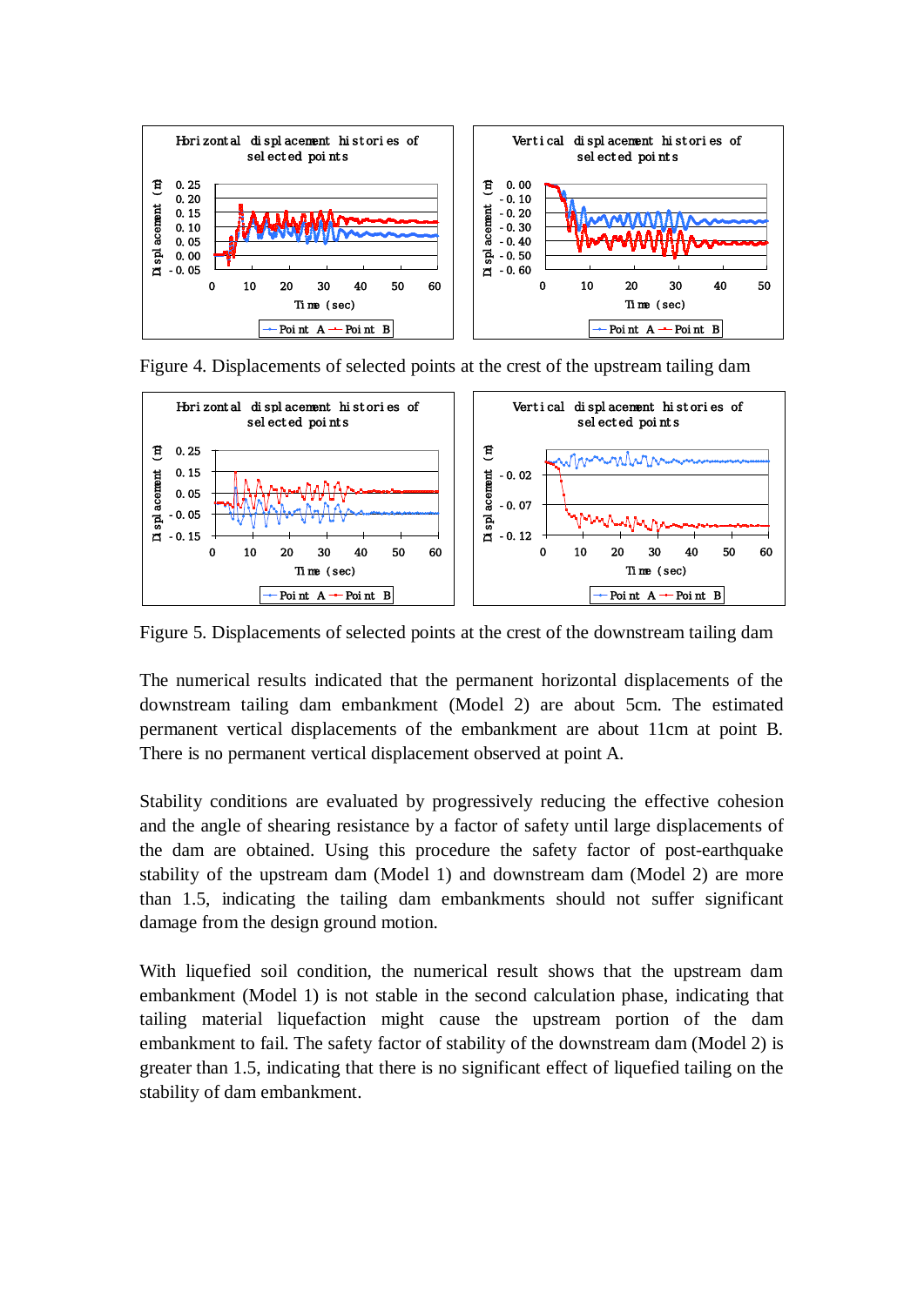Figure 4. Displacements of selected points at the crest of the upstream tailing dam

Figure 5. Displacements of selected points at the crest of the downstream tailing dam

The numerical results indicated that the permanent horizontal displacements of the downstream tailing dam embankment (Model 2) are about 5cm. The estimated permanent vertical displacements of the embankment are about 11cm at point B. There is no permanent vertical displacement observed at point A.

Stability conditions are evaluated by progressively reducing the effective cohesion and the angle of shearing resistance by a factor of safety until large displacements of the dam are obtained. Using this procedure the safety factor of post-earthquake stability of the upstream dam (Model 1) and downstream dam (Model 2) are more than 1.5, indicating the tailing dam embankments should not suffer significant damage from the design ground motion.

With liquefied soil condition, the numerical result shows that the upstream dam embankment (Model 1) is not stable in the second calculation phase, indicating that tailing material liquefaction might cause the upstream portion of the dam embankment to fail. The safety factor of stability of the downstream dam (Model 2) is greater than 1.5, indicating that there is no significant effect of liquefied tailing on the stability of dam embankment.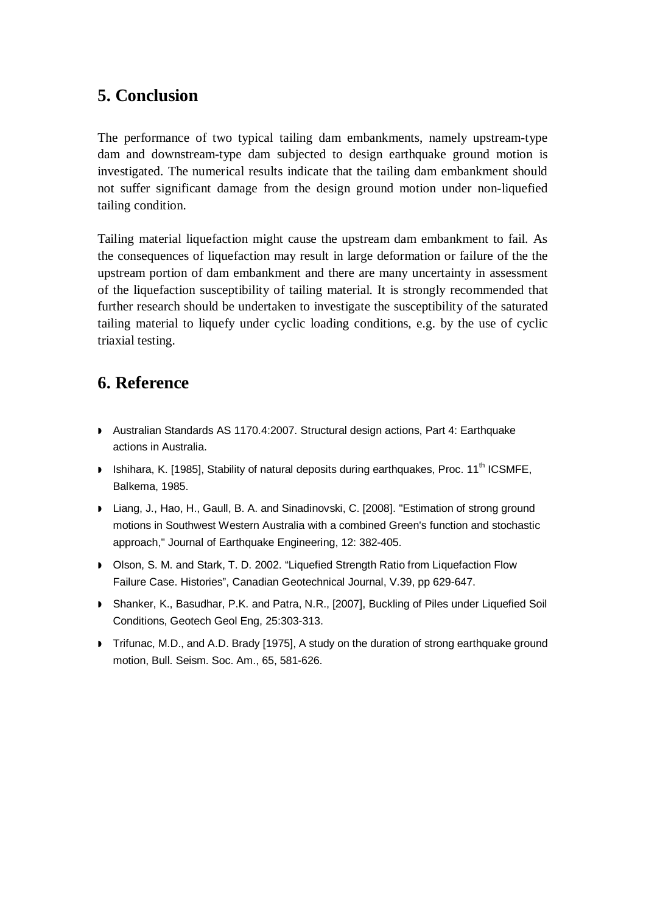## 5. Conclusion

The performance of two typical tailing dam embankments, namely upstream-type dam and downstream-type dam subjected to design earthquake ground motion is investigated. The numerical results indicate that the tailing dam embankment should not suffer significant damage from the design ground motion under non-liquefied tailing condition.

Tailing material liquefaction might cause the upstream dam embankment to fail. As the consequences of liquefaction may result in large deformation or failure of the the upstream portion of dam embankment and there are many uncertainty in assessment of the liquefaction susceptibility of tailing material. It is strongly recommended that further research should be undertaken to investigate the susceptibility of the saturated tailing material to liquefy under cyclic loading conditions, e.g. by the use of cyclic triaxial testing.

## 6. Reference

- Australian Standards AS 1170.4:2007. Structural design actions, Part 4: Earthquake actions in Australia.
- Ishihara, K. [1985], Stability of natural deposits during earthquakes, Proc. 11th ICSMFE, Balkema, 1985.
- Liang, J., Hao, H., Gaull, B. A. and Sinadinovski, C. [2008]. "Estimation of strong ground motions in Southwest Western Australia with a combined Green's function and stochastic approach," Journal of Earthquake Engineering, 12: 382-405.
- Olson, S. M. and Stark, T. D. 2002. "Liquefied Strength Ratio from Liquefaction Flow Failure Case. Histories", Canadian Geotechnical Journal, V.39, pp 629-647.
- Shanker, K., Basudhar, P.K. and Patra, N.R., [2007], Buckling of Piles under Liquefied Soil Conditions, Geotech Geol Eng, 25:303-313.
- Trifunac, M.D., and A.D. Brady [1975], A study on the duration of strong earthquake ground motion, Bull. Seism. Soc. Am., 65, 581-626.